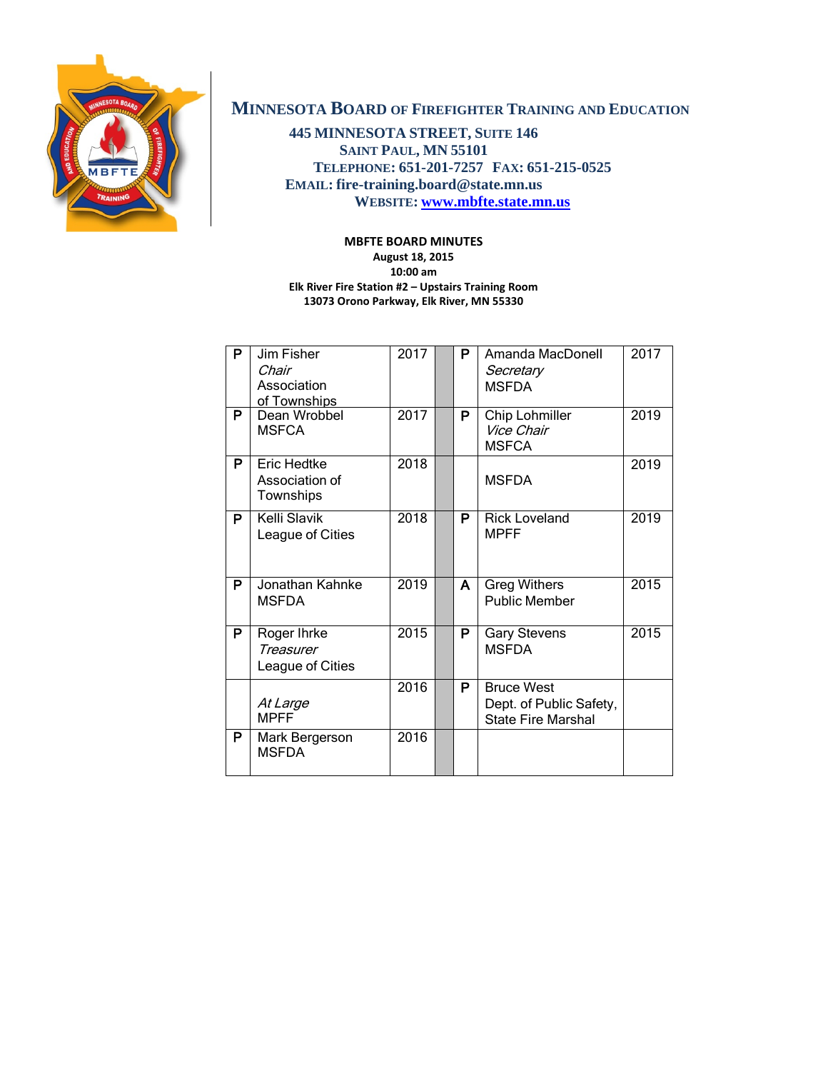# Minnesota Board of Firefighter Training and Education

**445 Minnesota Street, Suite 146**
**Saint Paul, MN 55101**
**Telephone: 651-201-7257 Fax: 651-215-0525**
**Email: fire-training.board@state.mn.us**
**Website: [www.mbfte.state.mn.us](http://www.mbfte.state.mn.us)**

**MBFTE BOARD MINUTES**
**August 18, 2015**
**10:00 am**
**Elk River Fire Station #2 – Upstairs Training Room**
**13073 Orono Parkway, Elk River, MN 55330**

| | | | | | | |
|---|---|---|---|---|---|---|
| P | Jim Fisher *Chair* Association of Townships | 2017 | | P | Amanda MacDonell *Secretary* MSFDA | 2017 |
| P | Dean Wrobbel MSFCA | 2017 | | P | Chip Lohmiller *Vice Chair* MSFCA | 2019 |
| P | Eric Hedtke Association of Townships | 2018 | | | MSFDA | 2019 |
| P | Kelli Slavik League of Cities | 2018 | | P | Rick Loveland MPFF | 2019 |
| P | Jonathan Kahnke MSFDA | 2019 | | A | Greg Withers Public Member | 2015 |
| P | Roger Ihrke *Treasurer* League of Cities | 2015 | | P | Gary Stevens MSFDA | 2015 |
| | *At Large* MPFF | 2016 | | P | Bruce West Dept. of Public Safety, State Fire Marshal | |
| P | Mark Bergerson MSFDA | 2016 | | | | |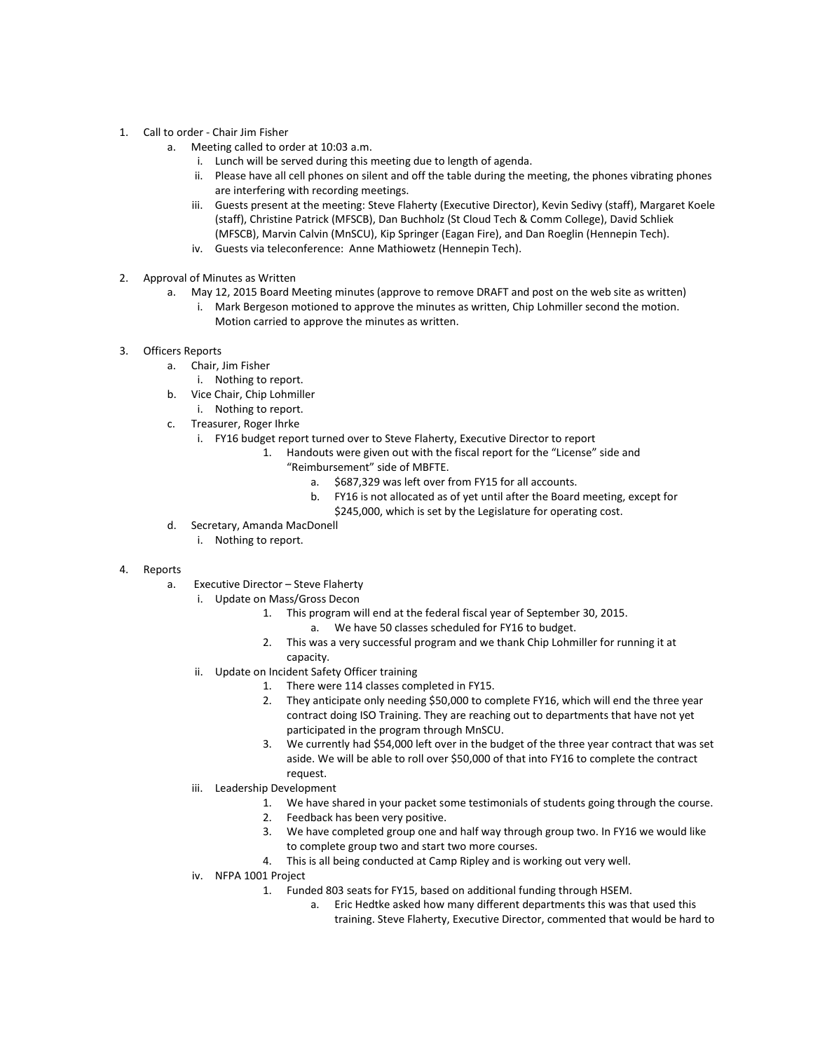1. Call to order - Chair Jim Fisher
    a. Meeting called to order at 10:03 a.m.
        i. Lunch will be served during this meeting due to length of agenda.
        ii. Please have all cell phones on silent and off the table during the meeting, the phones vibrating phones are interfering with recording meetings.
        iii. Guests present at the meeting: Steve Flaherty (Executive Director), Kevin Sedivy (staff), Margaret Koele (staff), Christine Patrick (MFSCB), Dan Buchholz (St Cloud Tech & Comm College), David Schliek (MFSCB), Marvin Calvin (MnSCU), Kip Springer (Eagan Fire), and Dan Roeglin (Hennepin Tech).
        iv. Guests via teleconference: Anne Mathiowetz (Hennepin Tech).

2. Approval of Minutes as Written
    a. May 12, 2015 Board Meeting minutes (approve to remove DRAFT and post on the web site as written)
        i. Mark Bergeson motioned to approve the minutes as written, Chip Lohmiller second the motion. Motion carried to approve the minutes as written.

3. Officers Reports
    a. Chair, Jim Fisher
        i. Nothing to report.
    b. Vice Chair, Chip Lohmiller
        i. Nothing to report.
    c. Treasurer, Roger Ihrke
        i. FY16 budget report turned over to Steve Flaherty, Executive Director to report
            1. Handouts were given out with the fiscal report for the "License" side and "Reimbursement" side of MBFTE.
                a. $687,329 was left over from FY15 for all accounts.
                b. FY16 is not allocated as of yet until after the Board meeting, except for $245,000, which is set by the Legislature for operating cost.
    d. Secretary, Amanda MacDonell
        i. Nothing to report.

4. Reports
    a. Executive Director – Steve Flaherty
        i. Update on Mass/Gross Decon
            1. This program will end at the federal fiscal year of September 30, 2015.
                a. We have 50 classes scheduled for FY16 to budget.
            2. This was a very successful program and we thank Chip Lohmiller for running it at capacity.
        ii. Update on Incident Safety Officer training
            1. There were 114 classes completed in FY15.
            2. They anticipate only needing $50,000 to complete FY16, which will end the three year contract doing ISO Training. They are reaching out to departments that have not yet participated in the program through MnSCU.
            3. We currently had $54,000 left over in the budget of the three year contract that was set aside. We will be able to roll over $50,000 of that into FY16 to complete the contract request.
        iii. Leadership Development
            1. We have shared in your packet some testimonials of students going through the course.
            2. Feedback has been very positive.
            3. We have completed group one and half way through group two. In FY16 we would like to complete group two and start two more courses.
            4. This is all being conducted at Camp Ripley and is working out very well.
        iv. NFPA 1001 Project
            1. Funded 803 seats for FY15, based on additional funding through HSEM.
                a. Eric Hedtke asked how many different departments this was that used this training. Steve Flaherty, Executive Director, commented that would be hard to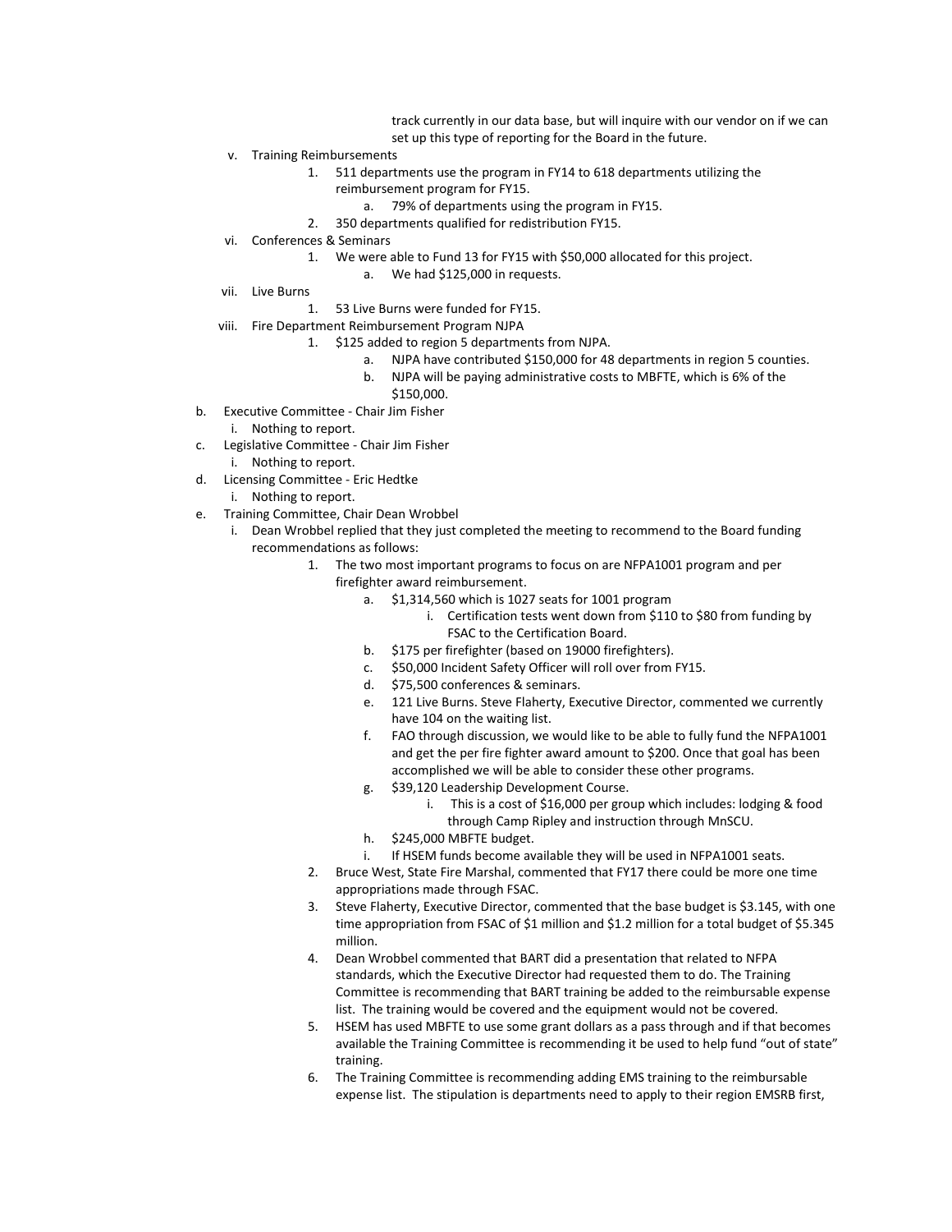track currently in our data base, but will inquire with our vendor on if we can set up this type of reporting for the Board in the future.

v. Training Reimbursements
   1. 511 departments use the program in FY14 to 618 departments utilizing the reimbursement program for FY15.
      a. 79% of departments using the program in FY15.
   2. 350 departments qualified for redistribution FY15.

vi. Conferences & Seminars
   1. We were able to Fund 13 for FY15 with $50,000 allocated for this project.
      a. We had $125,000 in requests.

vii. Live Burns
   1. 53 Live Burns were funded for FY15.

viii. Fire Department Reimbursement Program NJPA
   1. $125 added to region 5 departments from NJPA.
      a. NJPA have contributed $150,000 for 48 departments in region 5 counties.
      b. NJPA will be paying administrative costs to MBFTE, which is 6% of the $150,000.

b. Executive Committee - Chair Jim Fisher
   i. Nothing to report.

c. Legislative Committee - Chair Jim Fisher
   i. Nothing to report.

d. Licensing Committee - Eric Hedtke
   i. Nothing to report.

e. Training Committee, Chair Dean Wrobbel
   i. Dean Wrobbel replied that they just completed the meeting to recommend to the Board funding recommendations as follows:
      1. The two most important programs to focus on are NFPA1001 program and per firefighter award reimbursement.
         a. $1,314,560 which is 1027 seats for 1001 program
            i. Certification tests went down from $110 to $80 from funding by FSAC to the Certification Board.
         b. $175 per firefighter (based on 19000 firefighters).
         c. $50,000 Incident Safety Officer will roll over from FY15.
         d. $75,500 conferences & seminars.
         e. 121 Live Burns. Steve Flaherty, Executive Director, commented we currently have 104 on the waiting list.
         f. FAO through discussion, we would like to be able to fully fund the NFPA1001 and get the per fire fighter award amount to $200. Once that goal has been accomplished we will be able to consider these other programs.
         g. $39,120 Leadership Development Course.
            i. This is a cost of $16,000 per group which includes: lodging & food through Camp Ripley and instruction through MnSCU.
         h. $245,000 MBFTE budget.
         i. If HSEM funds become available they will be used in NFPA1001 seats.
      2. Bruce West, State Fire Marshal, commented that FY17 there could be more one time appropriations made through FSAC.
      3. Steve Flaherty, Executive Director, commented that the base budget is $3.145, with one time appropriation from FSAC of $1 million and $1.2 million for a total budget of $5.345 million.
      4. Dean Wrobbel commented that BART did a presentation that related to NFPA standards, which the Executive Director had requested them to do. The Training Committee is recommending that BART training be added to the reimbursable expense list. The training would be covered and the equipment would not be covered.
      5. HSEM has used MBFTE to use some grant dollars as a pass through and if that becomes available the Training Committee is recommending it be used to help fund "out of state" training.
      6. The Training Committee is recommending adding EMS training to the reimbursable expense list. The stipulation is departments need to apply to their region EMSRB first,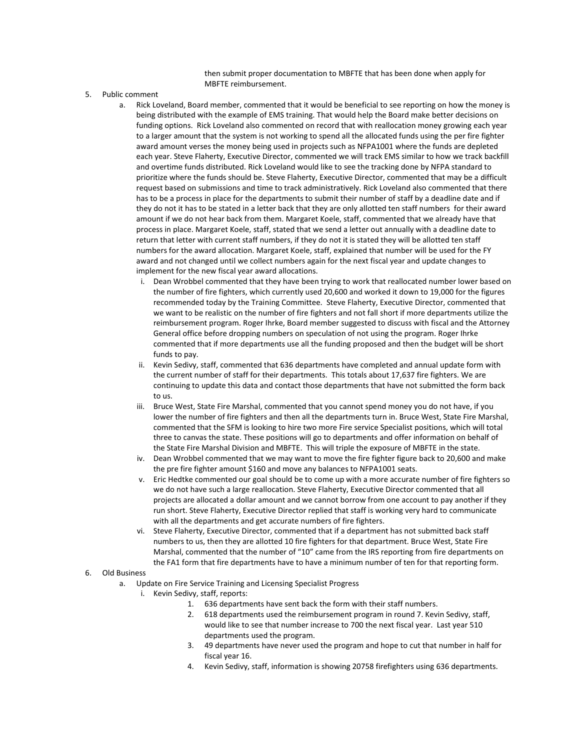then submit proper documentation to MBFTE that has been done when apply for MBFTE reimbursement.

5. Public comment
   a. Rick Loveland, Board member, commented that it would be beneficial to see reporting on how the money is being distributed with the example of EMS training. That would help the Board make better decisions on funding options. Rick Loveland also commented on record that with reallocation money growing each year to a larger amount that the system is not working to spend all the allocated funds using the per fire fighter award amount verses the money being used in projects such as NFPA1001 where the funds are depleted each year. Steve Flaherty, Executive Director, commented we will track EMS similar to how we track backfill and overtime funds distributed. Rick Loveland would like to see the tracking done by NFPA standard to prioritize where the funds should be. Steve Flaherty, Executive Director, commented that may be a difficult request based on submissions and time to track administratively. Rick Loveland also commented that there has to be a process in place for the departments to submit their number of staff by a deadline date and if they do not it has to be stated in a letter back that they are only allotted ten staff numbers for their award amount if we do not hear back from them. Margaret Koele, staff, commented that we already have that process in place. Margaret Koele, staff, stated that we send a letter out annually with a deadline date to return that letter with current staff numbers, if they do not it is stated they will be allotted ten staff numbers for the award allocation. Margaret Koele, staff, explained that number will be used for the FY award and not changed until we collect numbers again for the next fiscal year and update changes to implement for the new fiscal year award allocations.
      i. Dean Wrobbel commented that they have been trying to work that reallocated number lower based on the number of fire fighters, which currently used 20,600 and worked it down to 19,000 for the figures recommended today by the Training Committee. Steve Flaherty, Executive Director, commented that we want to be realistic on the number of fire fighters and not fall short if more departments utilize the reimbursement program. Roger Ihrke, Board member suggested to discuss with fiscal and the Attorney General office before dropping numbers on speculation of not using the program. Roger Ihrke commented that if more departments use all the funding proposed and then the budget will be short funds to pay.
      ii. Kevin Sedivy, staff, commented that 636 departments have completed and annual update form with the current number of staff for their departments. This totals about 17,637 fire fighters. We are continuing to update this data and contact those departments that have not submitted the form back to us.
      iii. Bruce West, State Fire Marshal, commented that you cannot spend money you do not have, if you lower the number of fire fighters and then all the departments turn in. Bruce West, State Fire Marshal, commented that the SFM is looking to hire two more Fire service Specialist positions, which will total three to canvas the state. These positions will go to departments and offer information on behalf of the State Fire Marshal Division and MBFTE. This will triple the exposure of MBFTE in the state.
      iv. Dean Wrobbel commented that we may want to move the fire fighter figure back to 20,600 and make the pre fire fighter amount $160 and move any balances to NFPA1001 seats.
      v. Eric Hedtke commented our goal should be to come up with a more accurate number of fire fighters so we do not have such a large reallocation. Steve Flaherty, Executive Director commented that all projects are allocated a dollar amount and we cannot borrow from one account to pay another if they run short. Steve Flaherty, Executive Director replied that staff is working very hard to communicate with all the departments and get accurate numbers of fire fighters.
      vi. Steve Flaherty, Executive Director, commented that if a department has not submitted back staff numbers to us, then they are allotted 10 fire fighters for that department. Bruce West, State Fire Marshal, commented that the number of "10" came from the IRS reporting from fire departments on the FA1 form that fire departments have to have a minimum number of ten for that reporting form.

6. Old Business
   a. Update on Fire Service Training and Licensing Specialist Progress
      i. Kevin Sedivy, staff, reports:
         1. 636 departments have sent back the form with their staff numbers.
         2. 618 departments used the reimbursement program in round 7. Kevin Sedivy, staff, would like to see that number increase to 700 the next fiscal year. Last year 510 departments used the program.
         3. 49 departments have never used the program and hope to cut that number in half for fiscal year 16.
         4. Kevin Sedivy, staff, information is showing 20758 firefighters using 636 departments.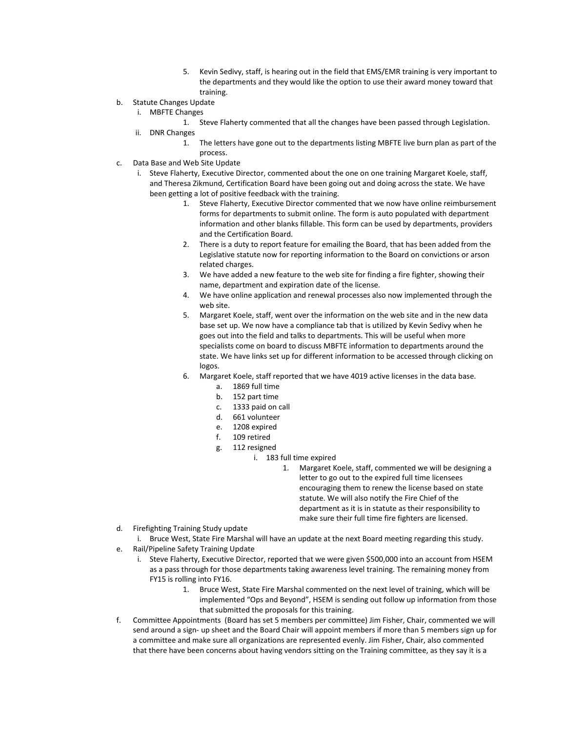5. Kevin Sedivy, staff, is hearing out in the field that EMS/EMR training is very important to the departments and they would like the option to use their award money toward that training.

b. Statute Changes Update
   i. MBFTE Changes
      1. Steve Flaherty commented that all the changes have been passed through Legislation.
   ii. DNR Changes
      1. The letters have gone out to the departments listing MBFTE live burn plan as part of the process.

c. Data Base and Web Site Update
   i. Steve Flaherty, Executive Director, commented about the one on one training Margaret Koele, staff, and Theresa Zikmund, Certification Board have been going out and doing across the state. We have been getting a lot of positive feedback with the training.
      1. Steve Flaherty, Executive Director commented that we now have online reimbursement forms for departments to submit online. The form is auto populated with department information and other blanks fillable. This form can be used by departments, providers and the Certification Board.
      2. There is a duty to report feature for emailing the Board, that has been added from the Legislative statute now for reporting information to the Board on convictions or arson related charges.
      3. We have added a new feature to the web site for finding a fire fighter, showing their name, department and expiration date of the license.
      4. We have online application and renewal processes also now implemented through the web site.
      5. Margaret Koele, staff, went over the information on the web site and in the new data base set up. We now have a compliance tab that is utilized by Kevin Sedivy when he goes out into the field and talks to departments. This will be useful when more specialists come on board to discuss MBFTE information to departments around the state. We have links set up for different information to be accessed through clicking on logos.
      6. Margaret Koele, staff reported that we have 4019 active licenses in the data base.
         a. 1869 full time
         b. 152 part time
         c. 1333 paid on call
         d. 661 volunteer
         e. 1208 expired
         f. 109 retired
         g. 112 resigned
            i. 183 full time expired
               1. Margaret Koele, staff, commented we will be designing a letter to go out to the expired full time licensees encouraging them to renew the license based on state statute. We will also notify the Fire Chief of the department as it is in statute as their responsibility to make sure their full time fire fighters are licensed.

d. Firefighting Training Study update
   i. Bruce West, State Fire Marshal will have an update at the next Board meeting regarding this study.

e. Rail/Pipeline Safety Training Update
   i. Steve Flaherty, Executive Director, reported that we were given $500,000 into an account from HSEM as a pass through for those departments taking awareness level training. The remaining money from FY15 is rolling into FY16.
      1. Bruce West, State Fire Marshal commented on the next level of training, which will be implemented "Ops and Beyond", HSEM is sending out follow up information from those that submitted the proposals for this training.

f. Committee Appointments (Board has set 5 members per committee) Jim Fisher, Chair, commented we will send around a sign- up sheet and the Board Chair will appoint members if more than 5 members sign up for a committee and make sure all organizations are represented evenly. Jim Fisher, Chair, also commented that there have been concerns about having vendors sitting on the Training committee, as they say it is a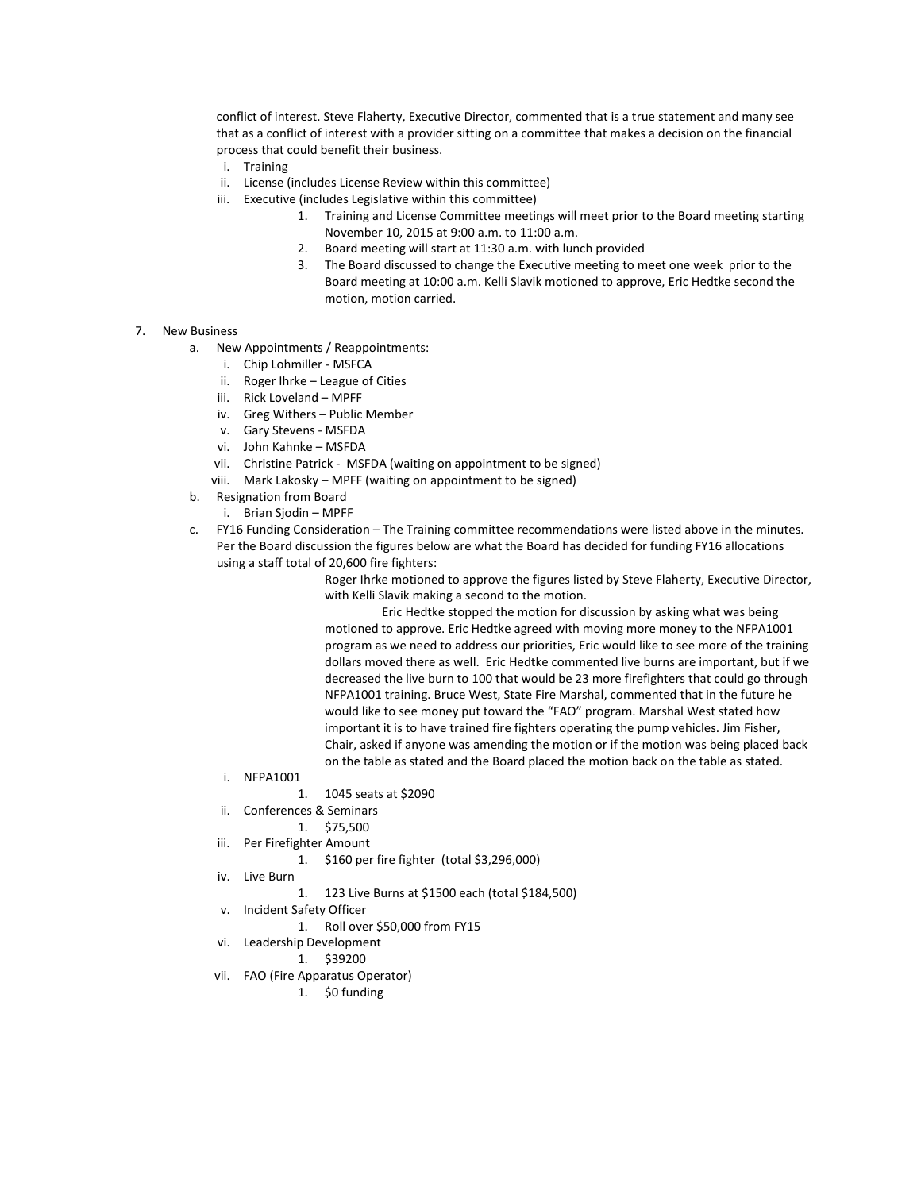conflict of interest. Steve Flaherty, Executive Director, commented that is a true statement and many see that as a conflict of interest with a provider sitting on a committee that makes a decision on the financial process that could benefit their business.

i. Training
ii. License (includes License Review within this committee)
iii. Executive (includes Legislative within this committee)
    1. Training and License Committee meetings will meet prior to the Board meeting starting November 10, 2015 at 9:00 a.m. to 11:00 a.m.
    2. Board meeting will start at 11:30 a.m. with lunch provided
    3. The Board discussed to change the Executive meeting to meet one week prior to the Board meeting at 10:00 a.m. Kelli Slavik motioned to approve, Eric Hedtke second the motion, motion carried.

7. New Business
   a. New Appointments / Reappointments:
      i. Chip Lohmiller - MSFCA
      ii. Roger Ihrke – League of Cities
      iii. Rick Loveland – MPFF
      iv. Greg Withers – Public Member
      v. Gary Stevens - MSFDA
      vi. John Kahnke – MSFDA
      vii. Christine Patrick - MSFDA (waiting on appointment to be signed)
      viii. Mark Lakosky – MPFF (waiting on appointment to be signed)
   b. Resignation from Board
      i. Brian Sjodin – MPFF
   c. FY16 Funding Consideration – The Training committee recommendations were listed above in the minutes. Per the Board discussion the figures below are what the Board has decided for funding FY16 allocations using a staff total of 20,600 fire fighters:

      Roger Ihrke motioned to approve the figures listed by Steve Flaherty, Executive Director, with Kelli Slavik making a second to the motion.

      Eric Hedtke stopped the motion for discussion by asking what was being motioned to approve. Eric Hedtke agreed with moving more money to the NFPA1001 program as we need to address our priorities, Eric would like to see more of the training dollars moved there as well. Eric Hedtke commented live burns are important, but if we decreased the live burn to 100 that would be 23 more firefighters that could go through NFPA1001 training. Bruce West, State Fire Marshal, commented that in the future he would like to see money put toward the "FAO" program. Marshal West stated how important it is to have trained fire fighters operating the pump vehicles. Jim Fisher, Chair, asked if anyone was amending the motion or if the motion was being placed back on the table as stated and the Board placed the motion back on the table as stated.

      i. NFPA1001
         1. 1045 seats at $2090
      ii. Conferences & Seminars
         1. $75,500
      iii. Per Firefighter Amount
         1. $160 per fire fighter (total $3,296,000)
      iv. Live Burn
         1. 123 Live Burns at $1500 each (total $184,500)
      v. Incident Safety Officer
         1. Roll over $50,000 from FY15
      vi. Leadership Development
         1. $39200
      vii. FAO (Fire Apparatus Operator)
         1. $0 funding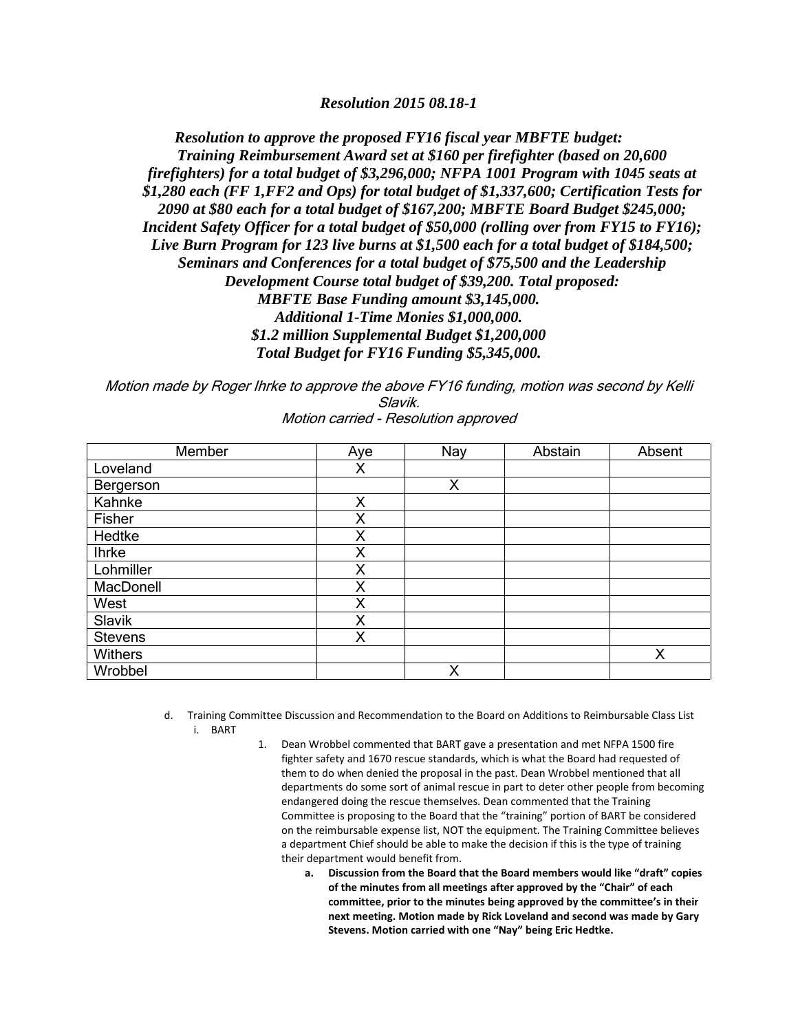### *Resolution 2015 08.18-1*

***Resolution to approve the proposed FY16 fiscal year MBFTE budget: Training Reimbursement Award set at $160 per firefighter (based on 20,600 firefighters) for a total budget of $3,296,000; NFPA 1001 Program with 1045 seats at $1,280 each (FF 1,FF2 and Ops) for total budget of $1,337,600; Certification Tests for 2090 at $80 each for a total budget of $167,200; MBFTE Board Budget $245,000; Incident Safety Officer for a total budget of $50,000 (rolling over from FY15 to FY16); Live Burn Program for 123 live burns at $1,500 each for a total budget of $184,500; Seminars and Conferences for a total budget of $75,500 and the Leadership Development Course total budget of $39,200. Total proposed:***
***MBFTE Base Funding amount $3,145,000.***
***Additional 1-Time Monies $1,000,000.***
***$1.2 million Supplemental Budget $1,200,000***
***Total Budget for FY16 Funding $5,345,000.***

*Motion made by Roger Ihrke to approve the above FY16 funding, motion was second by Kelli Slavik.*
*Motion carried - Resolution approved*

| Member | Aye | Nay | Abstain | Absent |
|---|---|---|---|---|
| Loveland | X | | | |
| Bergerson | | X | | |
| Kahnke | X | | | |
| Fisher | X | | | |
| Hedtke | X | | | |
| Ihrke | X | | | |
| Lohmiller | X | | | |
| MacDonell | X | | | |
| West | X | | | |
| Slavik | X | | | |
| Stevens | X | | | |
| Withers | | | | X |
| Wrobbel | | X | | |

d. Training Committee Discussion and Recommendation to the Board on Additions to Reimbursable Class List
   i. BART
      1. Dean Wrobbel commented that BART gave a presentation and met NFPA 1500 fire fighter safety and 1670 rescue standards, which is what the Board had requested of them to do when denied the proposal in the past. Dean Wrobbel mentioned that all departments do some sort of animal rescue in part to deter other people from becoming endangered doing the rescue themselves. Dean commented that the Training Committee is proposing to the Board that the "training" portion of BART be considered on the reimbursable expense list, NOT the equipment. The Training Committee believes a department Chief should be able to make the decision if this is the type of training their department would benefit from.
         a. **Discussion from the Board that the Board members would like "draft" copies of the minutes from all meetings after approved by the "Chair" of each committee, prior to the minutes being approved by the committee's in their next meeting. Motion made by Rick Loveland and second was made by Gary Stevens. Motion carried with one "Nay" being Eric Hedtke.**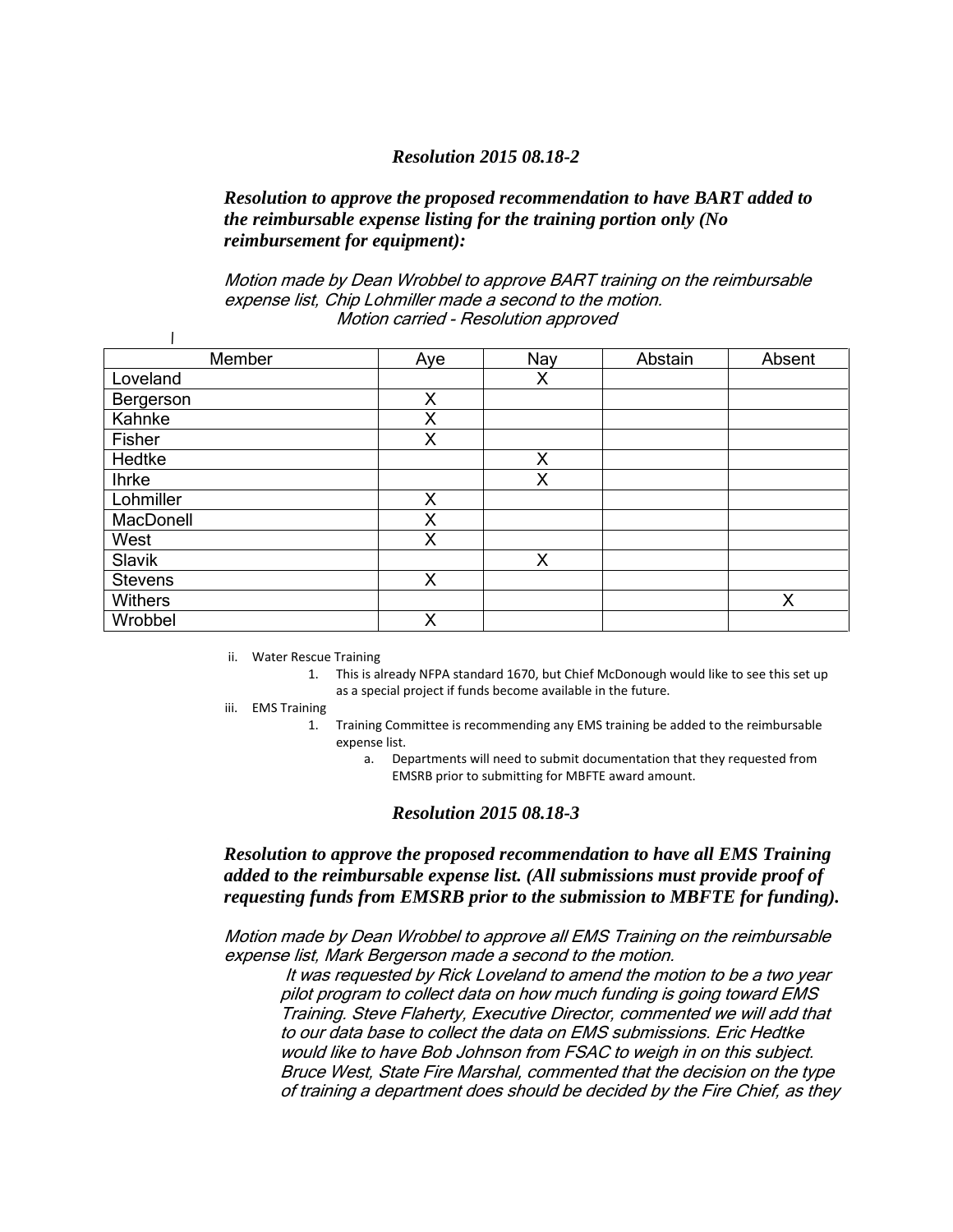***Resolution 2015 08.18-2***

***Resolution to approve the proposed recommendation to have BART added to the reimbursable expense listing for the training portion only (No reimbursement for equipment):***

*Motion made by Dean Wrobbel to approve BART training on the reimbursable expense list, Chip Lohmiller made a second to the motion.*
*Motion carried - Resolution approved*

| Member | Aye | Nay | Abstain | Absent |
|---|---|---|---|---|
| Loveland | | X | | |
| Bergerson | X | | | |
| Kahnke | X | | | |
| Fisher | X | | | |
| Hedtke | | X | | |
| Ihrke | | X | | |
| Lohmiller | X | | | |
| MacDonell | X | | | |
| West | X | | | |
| Slavik | | X | | |
| Stevens | X | | | |
| Withers | | | | X |
| Wrobbel | X | | | |

ii. Water Rescue Training
   1. This is already NFPA standard 1670, but Chief McDonough would like to see this set up as a special project if funds become available in the future.

iii. EMS Training
   1. Training Committee is recommending any EMS training be added to the reimbursable expense list.
      a. Departments will need to submit documentation that they requested from EMSRB prior to submitting for MBFTE award amount.

***Resolution 2015 08.18-3***

***Resolution to approve the proposed recommendation to have all EMS Training added to the reimbursable expense list. (All submissions must provide proof of requesting funds from EMSRB prior to the submission to MBFTE for funding).***

*Motion made by Dean Wrobbel to approve all EMS Training on the reimbursable expense list, Mark Bergerson made a second to the motion.*

*It was requested by Rick Loveland to amend the motion to be a two year pilot program to collect data on how much funding is going toward EMS Training. Steve Flaherty, Executive Director, commented we will add that to our data base to collect the data on EMS submissions. Eric Hedtke would like to have Bob Johnson from FSAC to weigh in on this subject. Bruce West, State Fire Marshal, commented that the decision on the type of training a department does should be decided by the Fire Chief, as they*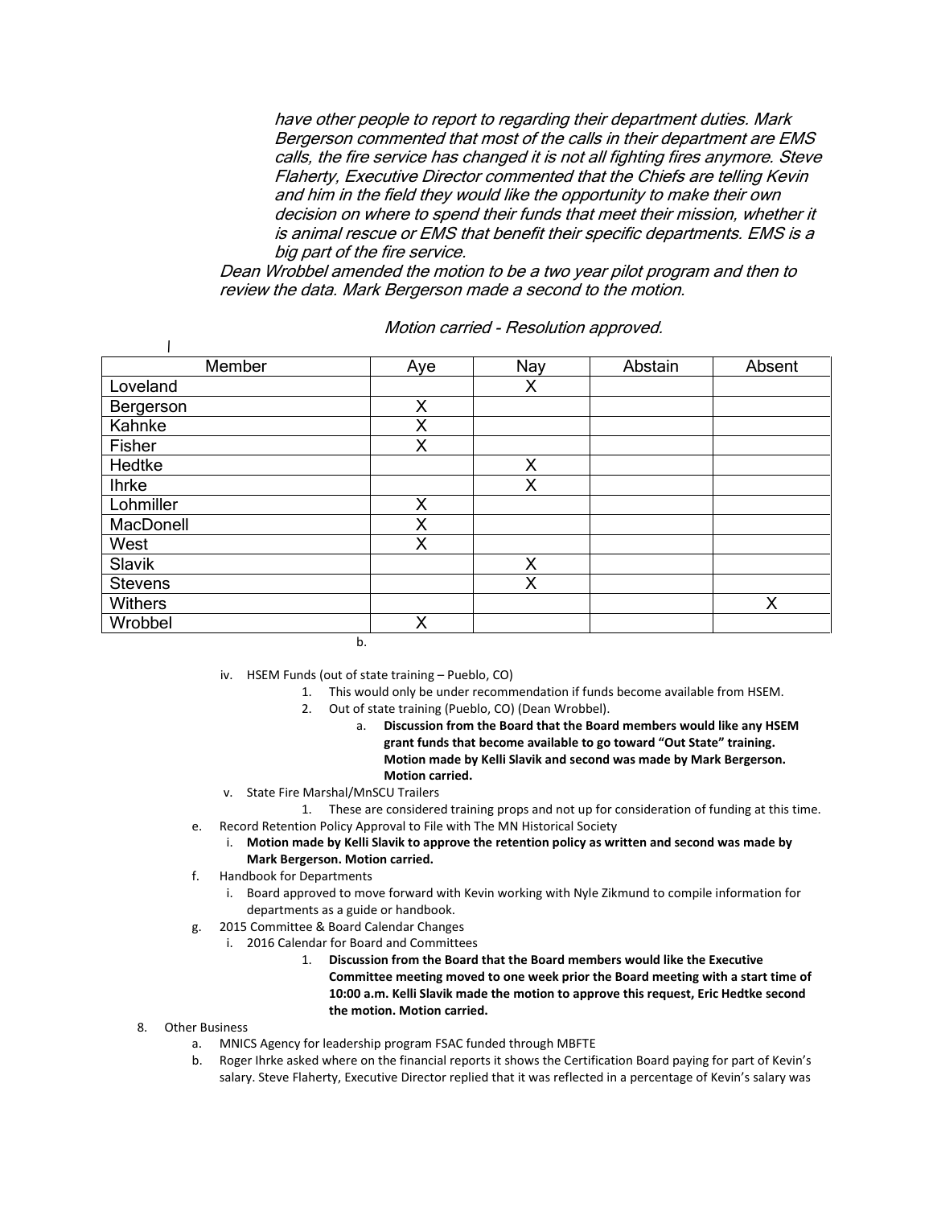*have other people to report to regarding their department duties. Mark Bergerson commented that most of the calls in their department are EMS calls, the fire service has changed it is not all fighting fires anymore. Steve Flaherty, Executive Director commented that the Chiefs are telling Kevin and him in the field they would like the opportunity to make their own decision on where to spend their funds that meet their mission, whether it is animal rescue or EMS that benefit their specific departments. EMS is a big part of the fire service.*

*Dean Wrobbel amended the motion to be a two year pilot program and then to review the data. Mark Bergerson made a second to the motion.*

*Motion carried - Resolution approved.*

| Member | Aye | Nay | Abstain | Absent |
|---|---|---|---|---|
| Loveland | | X | | |
| Bergerson | X | | | |
| Kahnke | X | | | |
| Fisher | X | | | |
| Hedtke | | X | | |
| Ihrke | | X | | |
| Lohmiller | X | | | |
| MacDonell | X | | | |
| West | X | | | |
| Slavik | | X | | |
| Stevens | | X | | |
| Withers | | | | X |
| Wrobbel | X | | | |

b.

iv. HSEM Funds (out of state training – Pueblo, CO)
   1. This would only be under recommendation if funds become available from HSEM.
   2. Out of state training (Pueblo, CO) (Dean Wrobbel).
      a. **Discussion from the Board that the Board members would like any HSEM grant funds that become available to go toward "Out State" training. Motion made by Kelli Slavik and second was made by Mark Bergerson. Motion carried.**

v. State Fire Marshal/MnSCU Trailers
   1. These are considered training props and not up for consideration of funding at this time.

e. Record Retention Policy Approval to File with The MN Historical Society
   i. **Motion made by Kelli Slavik to approve the retention policy as written and second was made by Mark Bergerson. Motion carried.**

f. Handbook for Departments
   i. Board approved to move forward with Kevin working with Nyle Zikmund to compile information for departments as a guide or handbook.

g. 2015 Committee & Board Calendar Changes
   i. 2016 Calendar for Board and Committees
      1. **Discussion from the Board that the Board members would like the Executive Committee meeting moved to one week prior the Board meeting with a start time of 10:00 a.m. Kelli Slavik made the motion to approve this request, Eric Hedtke second the motion. Motion carried.**

8. Other Business
   a. MNICS Agency for leadership program FSAC funded through MBFTE
   b. Roger Ihrke asked where on the financial reports it shows the Certification Board paying for part of Kevin's salary. Steve Flaherty, Executive Director replied that it was reflected in a percentage of Kevin's salary was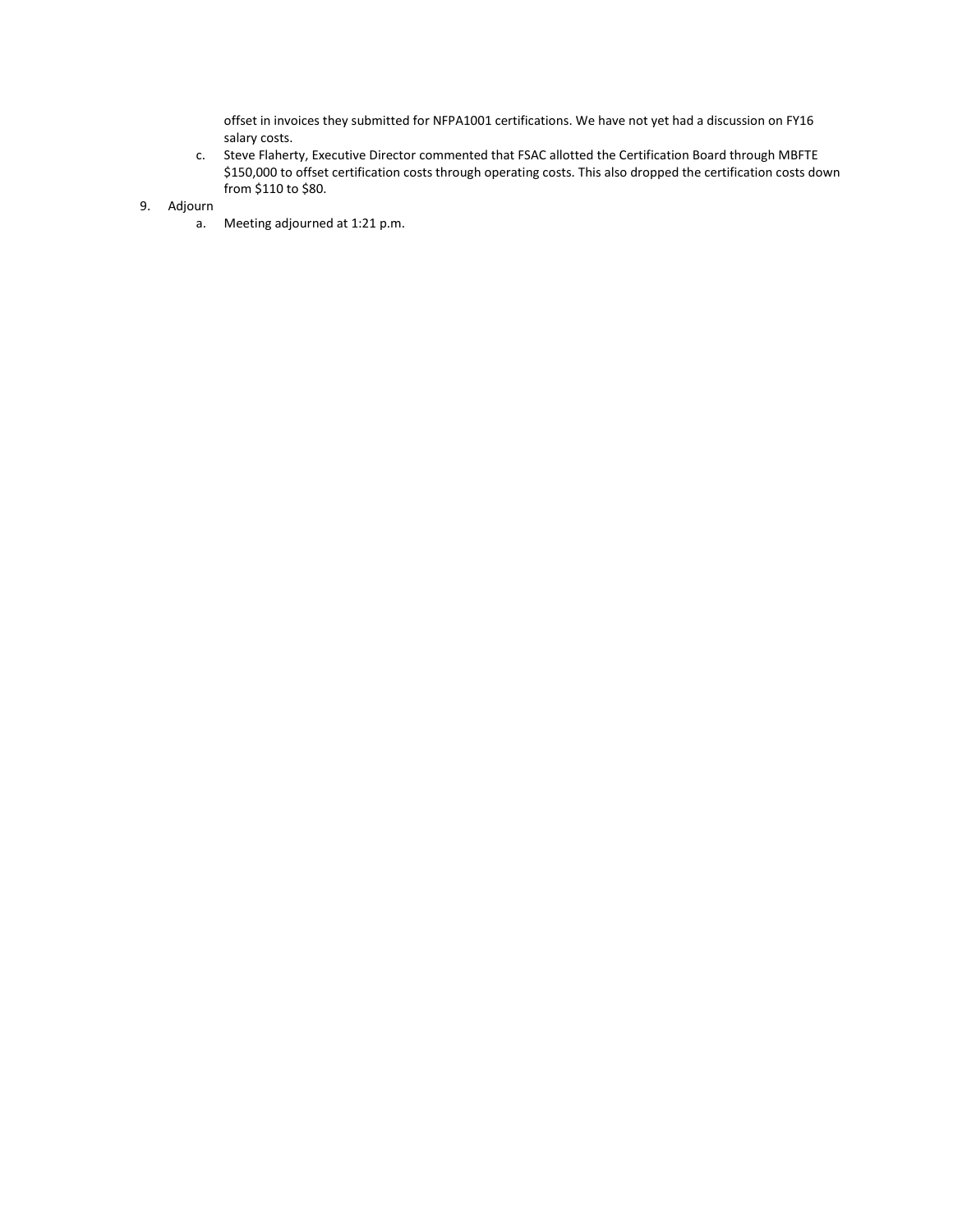offset in invoices they submitted for NFPA1001 certifications. We have not yet had a discussion on FY16 salary costs.

   c. Steve Flaherty, Executive Director commented that FSAC allotted the Certification Board through MBFTE $150,000 to offset certification costs through operating costs. This also dropped the certification costs down from $110 to $80.

9. Adjourn
   a. Meeting adjourned at 1:21 p.m.